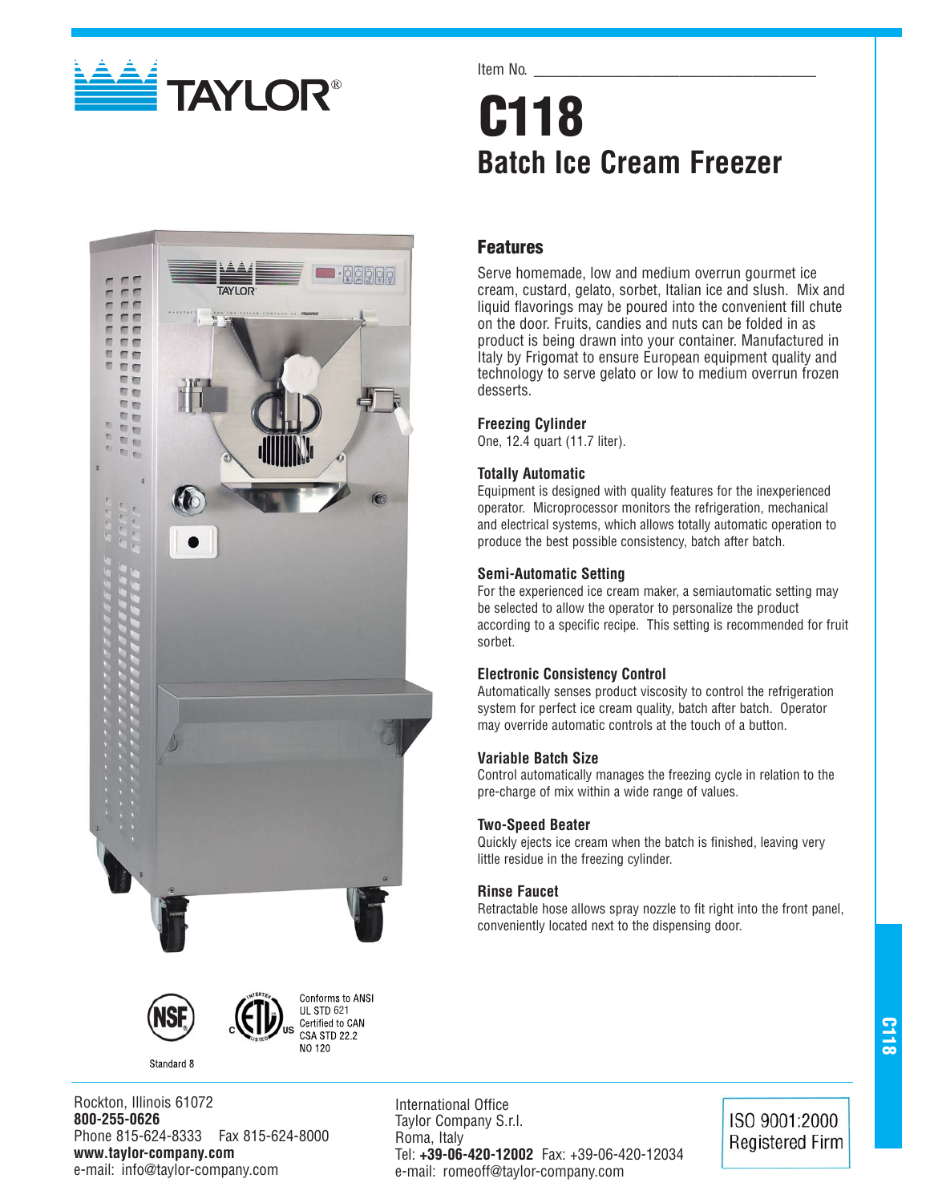TAYLOR®

Item No. ___________________________________

# C118

## Batch Ice Cream Freezer

### Features

Serve homemade, low and medium overrun gourmet ice cream, custard, gelato, sorbet, Italian ice and slush. Mix and liquid flavorings may be poured into the convenient fill chute on the door. Fruits, candies and nuts can be folded in as product is being drawn into your container. Manufactured in Italy by Frigomat to ensure European equipment quality and technology to serve gelato or low to medium overrun frozen desserts.

**Freezing Cylinder**
One, 12.4 quart (11.7 liter).

**Totally Automatic**
Equipment is designed with quality features for the inexperienced operator. Microprocessor monitors the refrigeration, mechanical and electrical systems, which allows totally automatic operation to produce the best possible consistency, batch after batch.

**Semi-Automatic Setting**
For the experienced ice cream maker, a semiautomatic setting may be selected to allow the operator to personalize the product according to a specific recipe. This setting is recommended for fruit sorbet.

**Electronic Consistency Control**
Automatically senses product viscosity to control the refrigeration system for perfect ice cream quality, batch after batch. Operator may override automatic controls at the touch of a button.

**Variable Batch Size**
Control automatically manages the freezing cycle in relation to the pre-charge of mix within a wide range of values.

**Two-Speed Beater**
Quickly ejects ice cream when the batch is finished, leaving very little residue in the freezing cylinder.

**Rinse Faucet**
Retractable hose allows spray nozzle to fit right into the front panel, conveniently located next to the dispensing door.

NSF Standard 8

Conforms to ANSI UL STD 621
Certified to CAN CSA STD 22.2 NO 120

Rockton, Illinois 61072
**800-255-0626**
Phone 815-624-8333 Fax 815-624-8000
**www.taylor-company.com**
e-mail: info@taylor-company.com

International Office
Taylor Company S.r.l.
Roma, Italy
Tel: **+39-06-420-12002** Fax: +39-06-420-12034
e-mail: romeoff@taylor-company.com

ISO 9001:2000 Registered Firm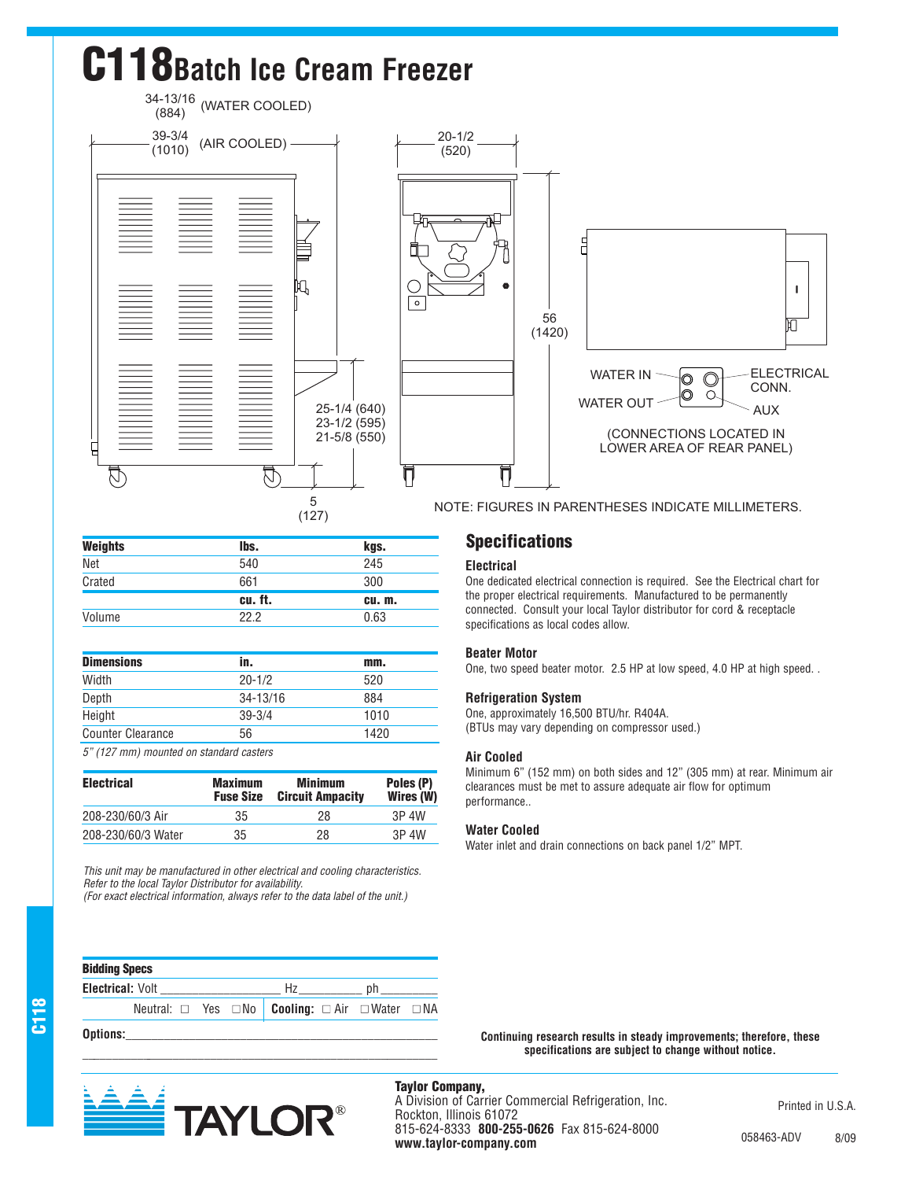# C118 Batch Ice Cream Freezer

34-13/16 (884) (WATER COOLED)

39-3/4 (1010) (AIR COOLED)

20-1/2 (520)

56 (1420)

25-1/4 (640)
23-1/2 (595)
21-5/8 (550)

5 (127)

WATER IN
WATER OUT
ELECTRICAL CONN.
AUX

(CONNECTIONS LOCATED IN LOWER AREA OF REAR PANEL)

NOTE: FIGURES IN PARENTHESES INDICATE MILLIMETERS.

| Weights | lbs. | kgs. |
|---|---|---|
| Net | 540 | 245 |
| Crated | 661 | 300 |
| | **cu. ft.** | **cu. m.** |
| Volume | 22.2 | 0.63 |

| Dimensions | in. | mm. |
|---|---|---|
| Width | 20-1/2 | 520 |
| Depth | 34-13/16 | 884 |
| Height | 39-3/4 | 1010 |
| Counter Clearance | 56 | 1420 |

*5" (127 mm) mounted on standard casters*

| Electrical | Maximum Fuse Size | Minimum Circuit Ampacity | Poles (P) Wires (W) |
|---|---|---|---|
| 208-230/60/3 Air | 35 | 28 | 3P 4W |
| 208-230/60/3 Water | 35 | 28 | 3P 4W |

*This unit may be manufactured in other electrical and cooling characteristics. Refer to the local Taylor Distributor for availability.*
*(For exact electrical information, always refer to the data label of the unit.)*

## Specifications

### Electrical

One dedicated electrical connection is required. See the Electrical chart for the proper electrical requirements. Manufactured to be permanently connected. Consult your local Taylor distributor for cord & receptacle specifications as local codes allow.

### Beater Motor

One, two speed beater motor. 2.5 HP at low speed, 4.0 HP at high speed. .

### Refrigeration System

One, approximately 16,500 BTU/hr. R404A.
(BTUs may vary depending on compressor used.)

### Air Cooled

Minimum 6" (152 mm) on both sides and 12" (305 mm) at rear. Minimum air clearances must be met to assure adequate air flow for optimum performance..

### Water Cooled

Water inlet and drain connections on back panel 1/2" MPT.

**Bidding Specs**

**Electrical:** Volt ____________ Hz ________ ph ________

Neutral: ☐ Yes ☐ No | **Cooling:** ☐ Air ☐ Water ☐ NA

**Options:** ________________________________________

**Continuing research results in steady improvements; therefore, these specifications are subject to change without notice.**

TAYLOR®

**Taylor Company,**
A Division of Carrier Commercial Refrigeration, Inc.
Rockton, Illinois 61072
815-624-8333 **800-255-0626** Fax 815-624-8000
**www.taylor-company.com**

Printed in U.S.A.

058463-ADV 8/09